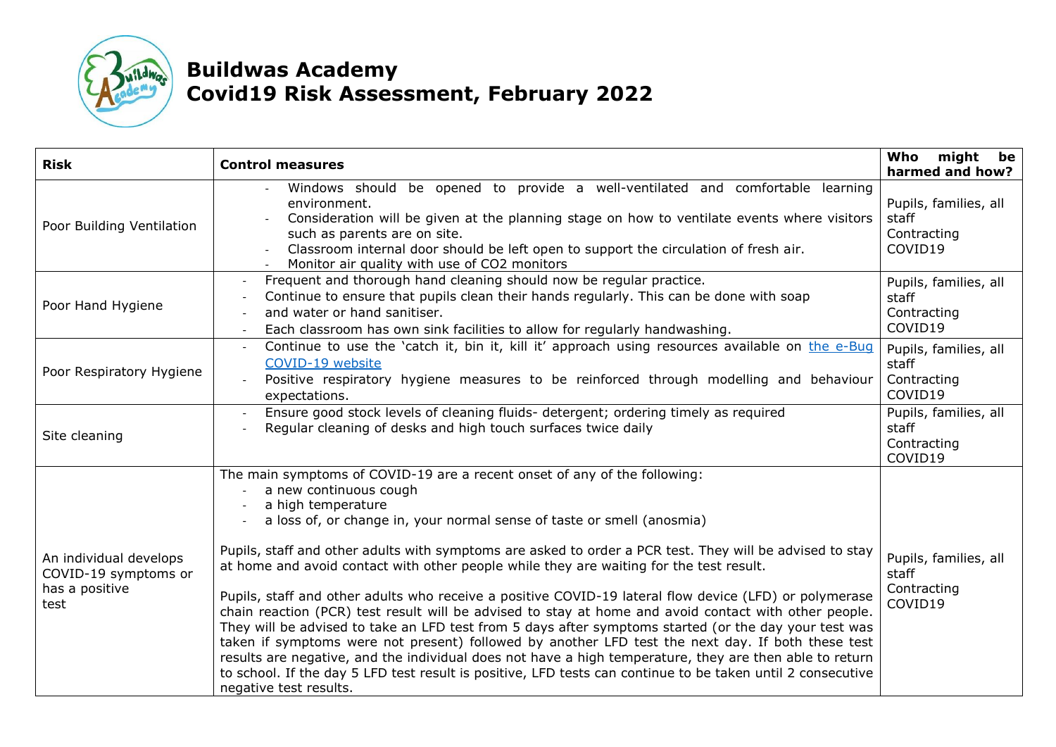# Buildwas Academy
# Covid19 Risk Assessment, February 2022

| Risk | Control measures | Who might be harmed and how? |
|---|---|---|
| Poor Building Ventilation | - Windows should be opened to provide a well-ventilated and comfortable learning environment.<br>- Consideration will be given at the planning stage on how to ventilate events where visitors such as parents are on site.<br>- Classroom internal door should be left open to support the circulation of fresh air.<br>- Monitor air quality with use of CO2 monitors | Pupils, families, all staff<br>Contracting COVID19 |
| Poor Hand Hygiene | - Frequent and thorough hand cleaning should now be regular practice.<br>- Continue to ensure that pupils clean their hands regularly. This can be done with soap<br>- and water or hand sanitiser.<br>- Each classroom has own sink facilities to allow for regularly handwashing. | Pupils, families, all staff<br>Contracting COVID19 |
| Poor Respiratory Hygiene | - Continue to use the 'catch it, bin it, kill it' approach using resources available on [the e-Bug COVID-19 website]()<br>- Positive respiratory hygiene measures to be reinforced through modelling and behaviour expectations. | Pupils, families, all staff<br>Contracting COVID19 |
| Site cleaning | - Ensure good stock levels of cleaning fluids- detergent; ordering timely as required<br>- Regular cleaning of desks and high touch surfaces twice daily | Pupils, families, all staff<br>Contracting COVID19 |
| An individual develops COVID-19 symptoms or has a positive test | The main symptoms of COVID-19 are a recent onset of any of the following:<br>- a new continuous cough<br>- a high temperature<br>- a loss of, or change in, your normal sense of taste or smell (anosmia)<br><br>Pupils, staff and other adults with symptoms are asked to order a PCR test. They will be advised to stay at home and avoid contact with other people while they are waiting for the test result.<br><br>Pupils, staff and other adults who receive a positive COVID-19 lateral flow device (LFD) or polymerase chain reaction (PCR) test result will be advised to stay at home and avoid contact with other people. They will be advised to take an LFD test from 5 days after symptoms started (or the day your test was taken if symptoms were not present) followed by another LFD test the next day. If both these test results are negative, and the individual does not have a high temperature, they are then able to return to school. If the day 5 LFD test result is positive, LFD tests can continue to be taken until 2 consecutive negative test results. | Pupils, families, all staff<br>Contracting COVID19 |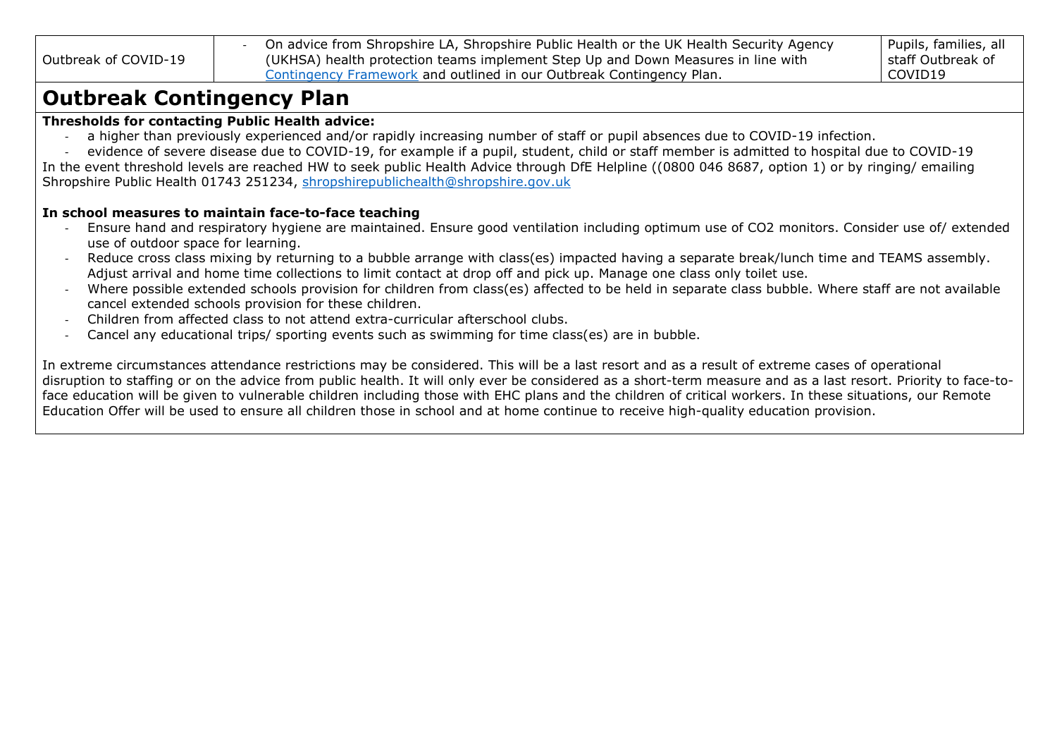| | | |
|---|---|---|
| Outbreak of COVID-19 | - On advice from Shropshire LA, Shropshire Public Health or the UK Health Security Agency (UKHSA) health protection teams implement Step Up and Down Measures in line with [Contingency Framework](#) and outlined in our Outbreak Contingency Plan. | Pupils, families, all staff Outbreak of COVID19 |

# Outbreak Contingency Plan

**Thresholds for contacting Public Health advice:**

- a higher than previously experienced and/or rapidly increasing number of staff or pupil absences due to COVID-19 infection.
- evidence of severe disease due to COVID-19, for example if a pupil, student, child or staff member is admitted to hospital due to COVID-19

In the event threshold levels are reached HW to seek public Health Advice through DfE Helpline ((0800 046 8687, option 1) or by ringing/ emailing Shropshire Public Health 01743 251234, [shropshirepublichealth@shropshire.gov.uk](mailto:shropshirepublichealth@shropshire.gov.uk)

**In school measures to maintain face-to-face teaching**

- Ensure hand and respiratory hygiene are maintained. Ensure good ventilation including optimum use of CO2 monitors. Consider use of/ extended use of outdoor space for learning.
- Reduce cross class mixing by returning to a bubble arrange with class(es) impacted having a separate break/lunch time and TEAMS assembly. Adjust arrival and home time collections to limit contact at drop off and pick up. Manage one class only toilet use.
- Where possible extended schools provision for children from class(es) affected to be held in separate class bubble. Where staff are not available cancel extended schools provision for these children.
- Children from affected class to not attend extra-curricular afterschool clubs.
- Cancel any educational trips/ sporting events such as swimming for time class(es) are in bubble.

In extreme circumstances attendance restrictions may be considered. This will be a last resort and as a result of extreme cases of operational disruption to staffing or on the advice from public health. It will only ever be considered as a short-term measure and as a last resort. Priority to face-to-face education will be given to vulnerable children including those with EHC plans and the children of critical workers. In these situations, our Remote Education Offer will be used to ensure all children those in school and at home continue to receive high-quality education provision.